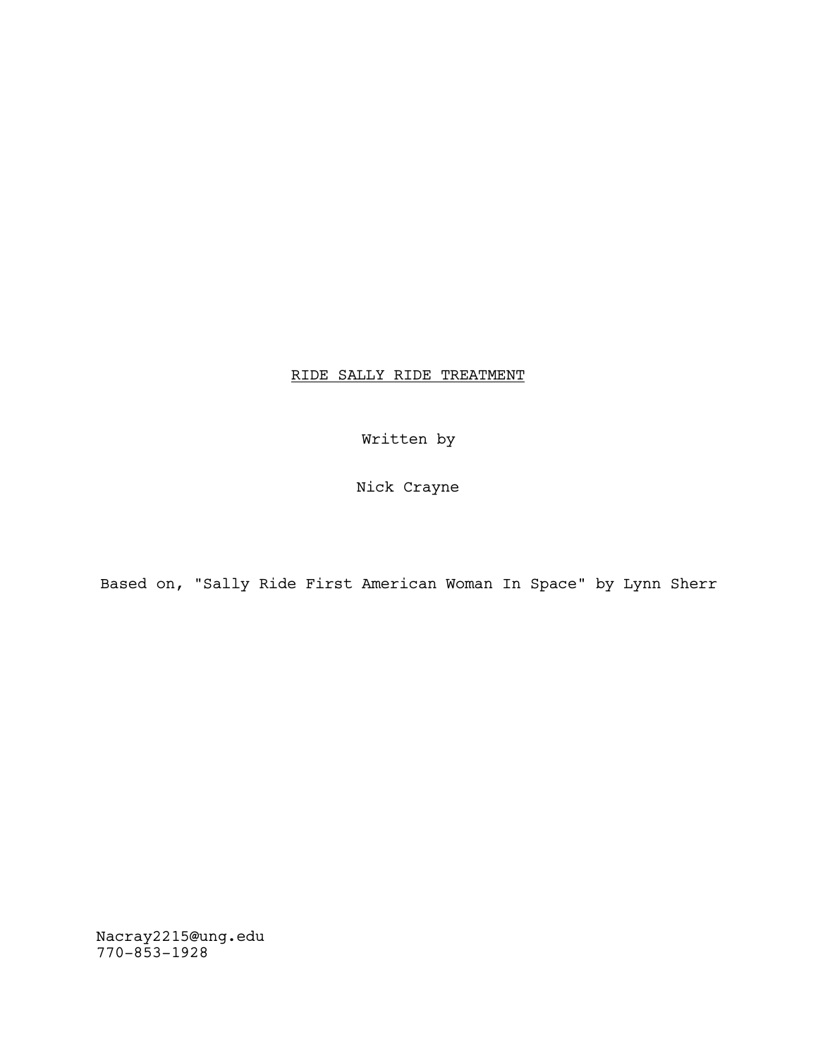RIDE SALLY RIDE TREATMENT

Written by

Nick Crayne

Based on, "Sally Ride First American Woman In Space" by Lynn Sherr

Nacray2215@ung.edu
770-853-1928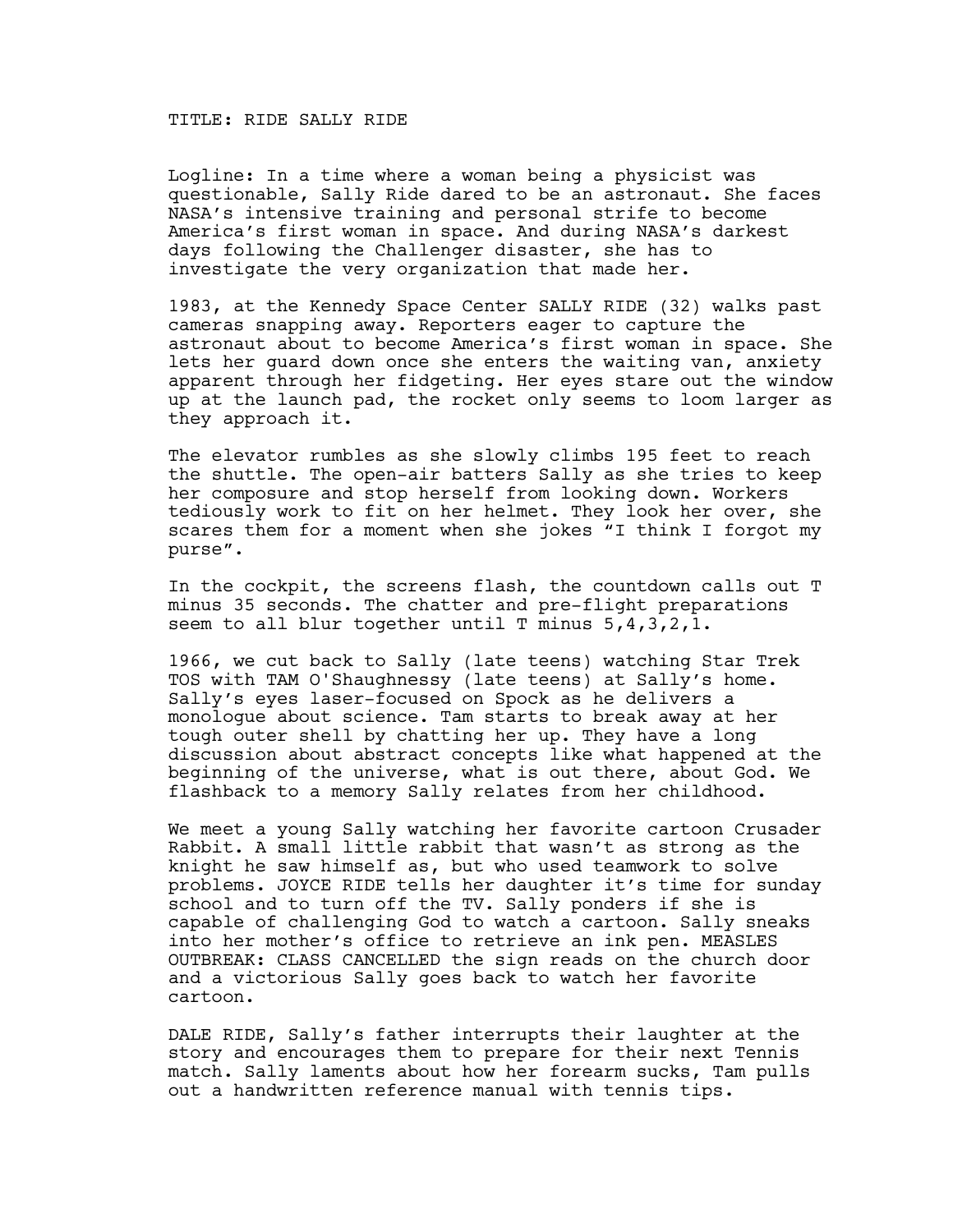TITLE: RIDE SALLY RIDE

Logline: In a time where a woman being a physicist was questionable, Sally Ride dared to be an astronaut. She faces NASA's intensive training and personal strife to become America's first woman in space. And during NASA's darkest days following the Challenger disaster, she has to investigate the very organization that made her.

1983, at the Kennedy Space Center SALLY RIDE (32) walks past cameras snapping away. Reporters eager to capture the astronaut about to become America's first woman in space. She lets her guard down once she enters the waiting van, anxiety apparent through her fidgeting. Her eyes stare out the window up at the launch pad, the rocket only seems to loom larger as they approach it.

The elevator rumbles as she slowly climbs 195 feet to reach the shuttle. The open-air batters Sally as she tries to keep her composure and stop herself from looking down. Workers tediously work to fit on her helmet. They look her over, she scares them for a moment when she jokes "I think I forgot my purse".

In the cockpit, the screens flash, the countdown calls out T minus 35 seconds. The chatter and pre-flight preparations seem to all blur together until T minus 5,4,3,2,1.

1966, we cut back to Sally (late teens) watching Star Trek TOS with TAM O'Shaughnessy (late teens) at Sally's home. Sally's eyes laser-focused on Spock as he delivers a monologue about science. Tam starts to break away at her tough outer shell by chatting her up. They have a long discussion about abstract concepts like what happened at the beginning of the universe, what is out there, about God. We flashback to a memory Sally relates from her childhood.

We meet a young Sally watching her favorite cartoon Crusader Rabbit. A small little rabbit that wasn't as strong as the knight he saw himself as, but who used teamwork to solve problems. JOYCE RIDE tells her daughter it's time for sunday school and to turn off the TV. Sally ponders if she is capable of challenging God to watch a cartoon. Sally sneaks into her mother's office to retrieve an ink pen. MEASLES OUTBREAK: CLASS CANCELLED the sign reads on the church door and a victorious Sally goes back to watch her favorite cartoon.

DALE RIDE, Sally's father interrupts their laughter at the story and encourages them to prepare for their next Tennis match. Sally laments about how her forearm sucks, Tam pulls out a handwritten reference manual with tennis tips.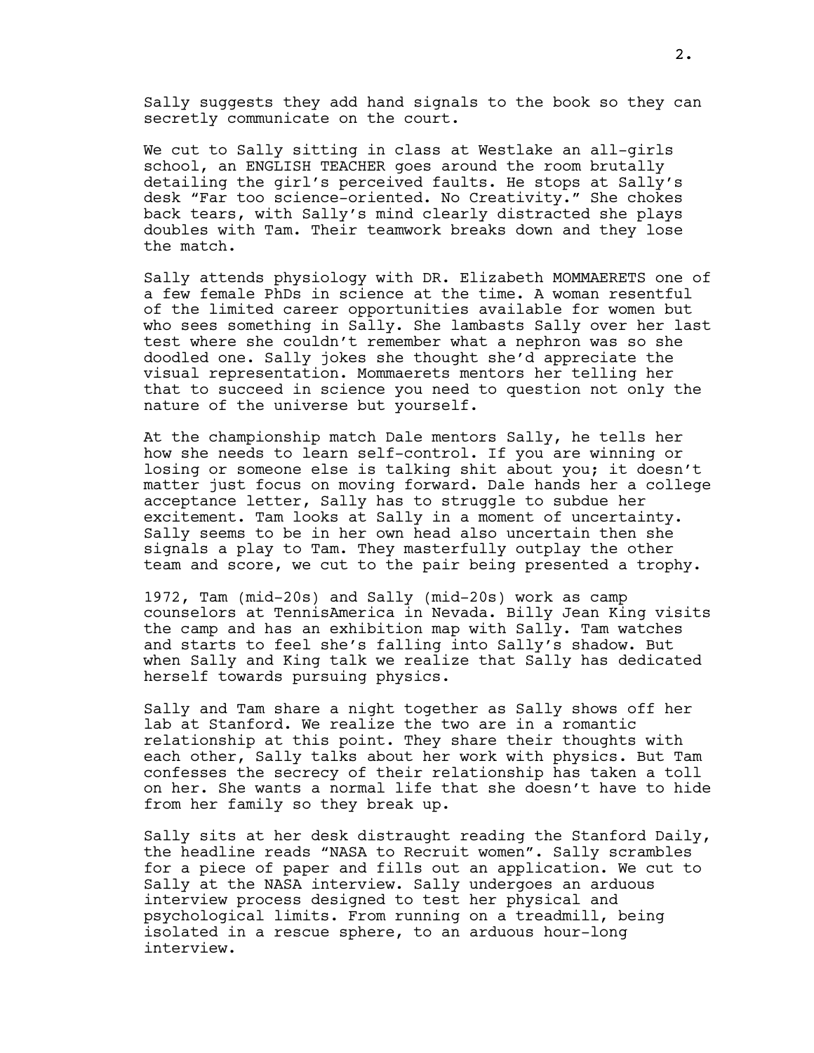Sally suggests they add hand signals to the book so they can secretly communicate on the court.

We cut to Sally sitting in class at Westlake an all-girls school, an ENGLISH TEACHER goes around the room brutally detailing the girl's perceived faults. He stops at Sally's desk "Far too science-oriented. No Creativity." She chokes back tears, with Sally's mind clearly distracted she plays doubles with Tam. Their teamwork breaks down and they lose the match.

Sally attends physiology with DR. Elizabeth MOMMAERETS one of a few female PhDs in science at the time. A woman resentful of the limited career opportunities available for women but who sees something in Sally. She lambasts Sally over her last test where she couldn't remember what a nephron was so she doodled one. Sally jokes she thought she'd appreciate the visual representation. Mommaerets mentors her telling her that to succeed in science you need to question not only the nature of the universe but yourself.

At the championship match Dale mentors Sally, he tells her how she needs to learn self-control. If you are winning or losing or someone else is talking shit about you; it doesn't matter just focus on moving forward. Dale hands her a college acceptance letter, Sally has to struggle to subdue her excitement. Tam looks at Sally in a moment of uncertainty. Sally seems to be in her own head also uncertain then she signals a play to Tam. They masterfully outplay the other team and score, we cut to the pair being presented a trophy.

1972, Tam (mid-20s) and Sally (mid-20s) work as camp counselors at TennisAmerica in Nevada. Billy Jean King visits the camp and has an exhibition map with Sally. Tam watches and starts to feel she's falling into Sally's shadow. But when Sally and King talk we realize that Sally has dedicated herself towards pursuing physics.

Sally and Tam share a night together as Sally shows off her lab at Stanford. We realize the two are in a romantic relationship at this point. They share their thoughts with each other, Sally talks about her work with physics. But Tam confesses the secrecy of their relationship has taken a toll on her. She wants a normal life that she doesn't have to hide from her family so they break up.

Sally sits at her desk distraught reading the Stanford Daily, the headline reads "NASA to Recruit women". Sally scrambles for a piece of paper and fills out an application. We cut to Sally at the NASA interview. Sally undergoes an arduous interview process designed to test her physical and psychological limits. From running on a treadmill, being isolated in a rescue sphere, to an arduous hour-long interview.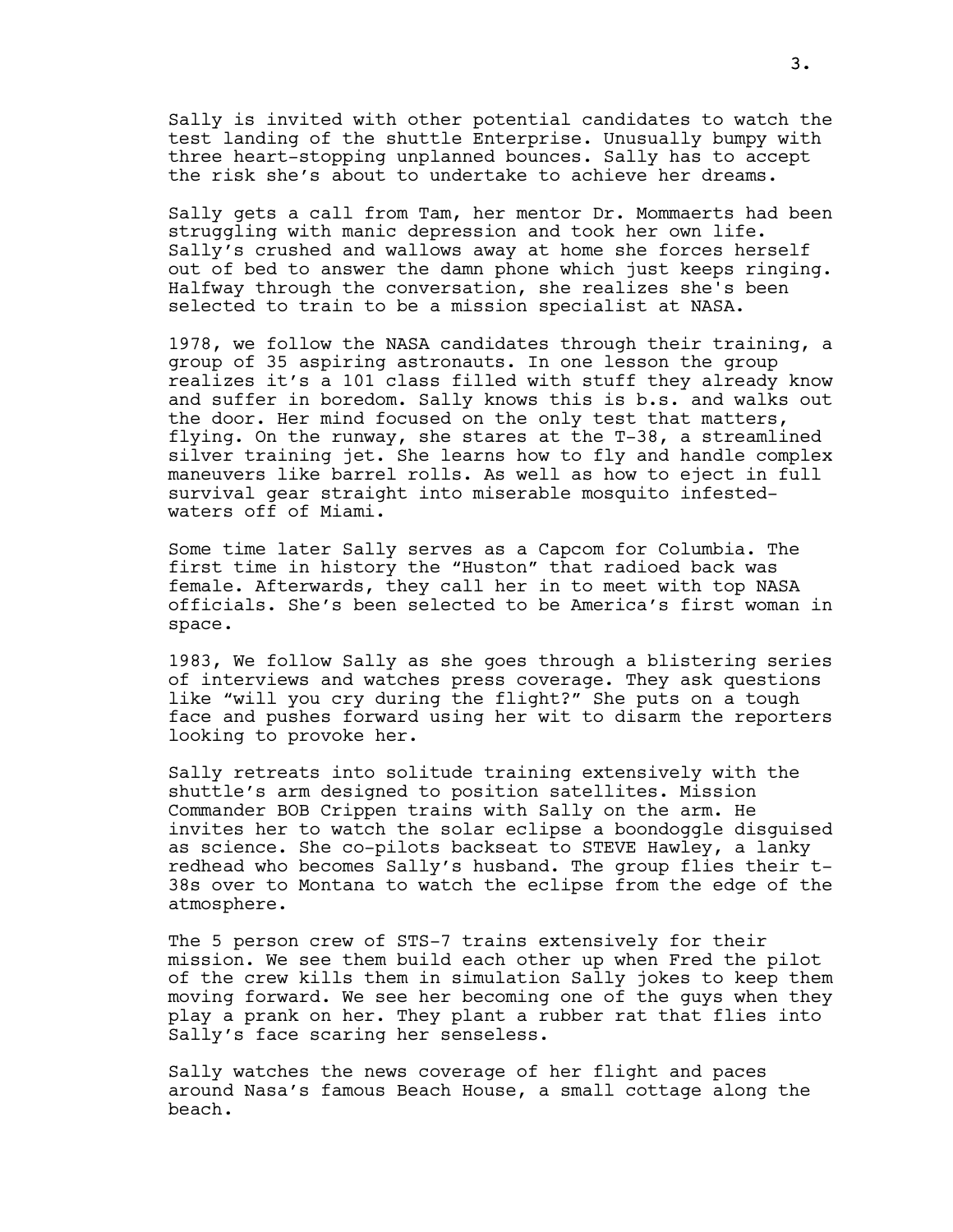Sally is invited with other potential candidates to watch the test landing of the shuttle Enterprise. Unusually bumpy with three heart-stopping unplanned bounces. Sally has to accept the risk she's about to undertake to achieve her dreams.

Sally gets a call from Tam, her mentor Dr. Mommaerts had been struggling with manic depression and took her own life. Sally's crushed and wallows away at home she forces herself out of bed to answer the damn phone which just keeps ringing. Halfway through the conversation, she realizes she's been selected to train to be a mission specialist at NASA.

1978, we follow the NASA candidates through their training, a group of 35 aspiring astronauts. In one lesson the group realizes it's a 101 class filled with stuff they already know and suffer in boredom. Sally knows this is b.s. and walks out the door. Her mind focused on the only test that matters, flying. On the runway, she stares at the T-38, a streamlined silver training jet. She learns how to fly and handle complex maneuvers like barrel rolls. As well as how to eject in full survival gear straight into miserable mosquito infested-waters off of Miami.

Some time later Sally serves as a Capcom for Columbia. The first time in history the "Huston" that radioed back was female. Afterwards, they call her in to meet with top NASA officials. She's been selected to be America's first woman in space.

1983, We follow Sally as she goes through a blistering series of interviews and watches press coverage. They ask questions like "will you cry during the flight?" She puts on a tough face and pushes forward using her wit to disarm the reporters looking to provoke her.

Sally retreats into solitude training extensively with the shuttle's arm designed to position satellites. Mission Commander BOB Crippen trains with Sally on the arm. He invites her to watch the solar eclipse a boondoggle disguised as science. She co-pilots backseat to STEVE Hawley, a lanky redhead who becomes Sally's husband. The group flies their t-38s over to Montana to watch the eclipse from the edge of the atmosphere.

The 5 person crew of STS-7 trains extensively for their mission. We see them build each other up when Fred the pilot of the crew kills them in simulation Sally jokes to keep them moving forward. We see her becoming one of the guys when they play a prank on her. They plant a rubber rat that flies into Sally's face scaring her senseless.

Sally watches the news coverage of her flight and paces around Nasa's famous Beach House, a small cottage along the beach.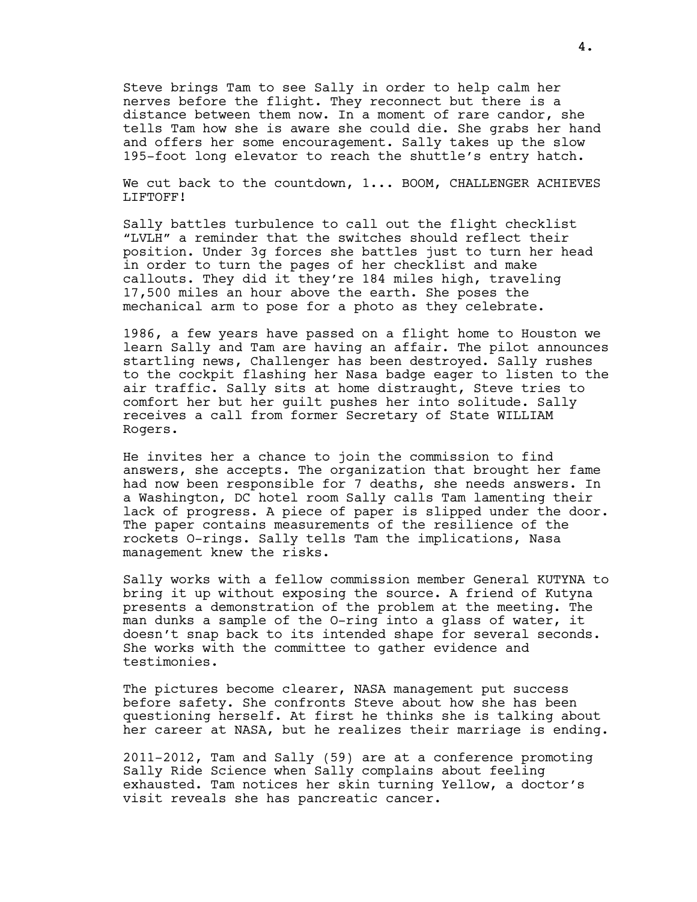Steve brings Tam to see Sally in order to help calm her nerves before the flight. They reconnect but there is a distance between them now. In a moment of rare candor, she tells Tam how she is aware she could die. She grabs her hand and offers her some encouragement. Sally takes up the slow 195-foot long elevator to reach the shuttle's entry hatch.

We cut back to the countdown, 1... BOOM, CHALLENGER ACHIEVES LIFTOFF!

Sally battles turbulence to call out the flight checklist "LVLH" a reminder that the switches should reflect their position. Under 3g forces she battles just to turn her head in order to turn the pages of her checklist and make callouts. They did it they're 184 miles high, traveling 17,500 miles an hour above the earth. She poses the mechanical arm to pose for a photo as they celebrate.

1986, a few years have passed on a flight home to Houston we learn Sally and Tam are having an affair. The pilot announces startling news, Challenger has been destroyed. Sally rushes to the cockpit flashing her Nasa badge eager to listen to the air traffic. Sally sits at home distraught, Steve tries to comfort her but her guilt pushes her into solitude. Sally receives a call from former Secretary of State WILLIAM Rogers.

He invites her a chance to join the commission to find answers, she accepts. The organization that brought her fame had now been responsible for 7 deaths, she needs answers. In a Washington, DC hotel room Sally calls Tam lamenting their lack of progress. A piece of paper is slipped under the door. The paper contains measurements of the resilience of the rockets O-rings. Sally tells Tam the implications, Nasa management knew the risks.

Sally works with a fellow commission member General KUTYNA to bring it up without exposing the source. A friend of Kutyna presents a demonstration of the problem at the meeting. The man dunks a sample of the O-ring into a glass of water, it doesn't snap back to its intended shape for several seconds. She works with the committee to gather evidence and testimonies.

The pictures become clearer, NASA management put success before safety. She confronts Steve about how she has been questioning herself. At first he thinks she is talking about her career at NASA, but he realizes their marriage is ending.

2011-2012, Tam and Sally (59) are at a conference promoting Sally Ride Science when Sally complains about feeling exhausted. Tam notices her skin turning Yellow, a doctor's visit reveals she has pancreatic cancer.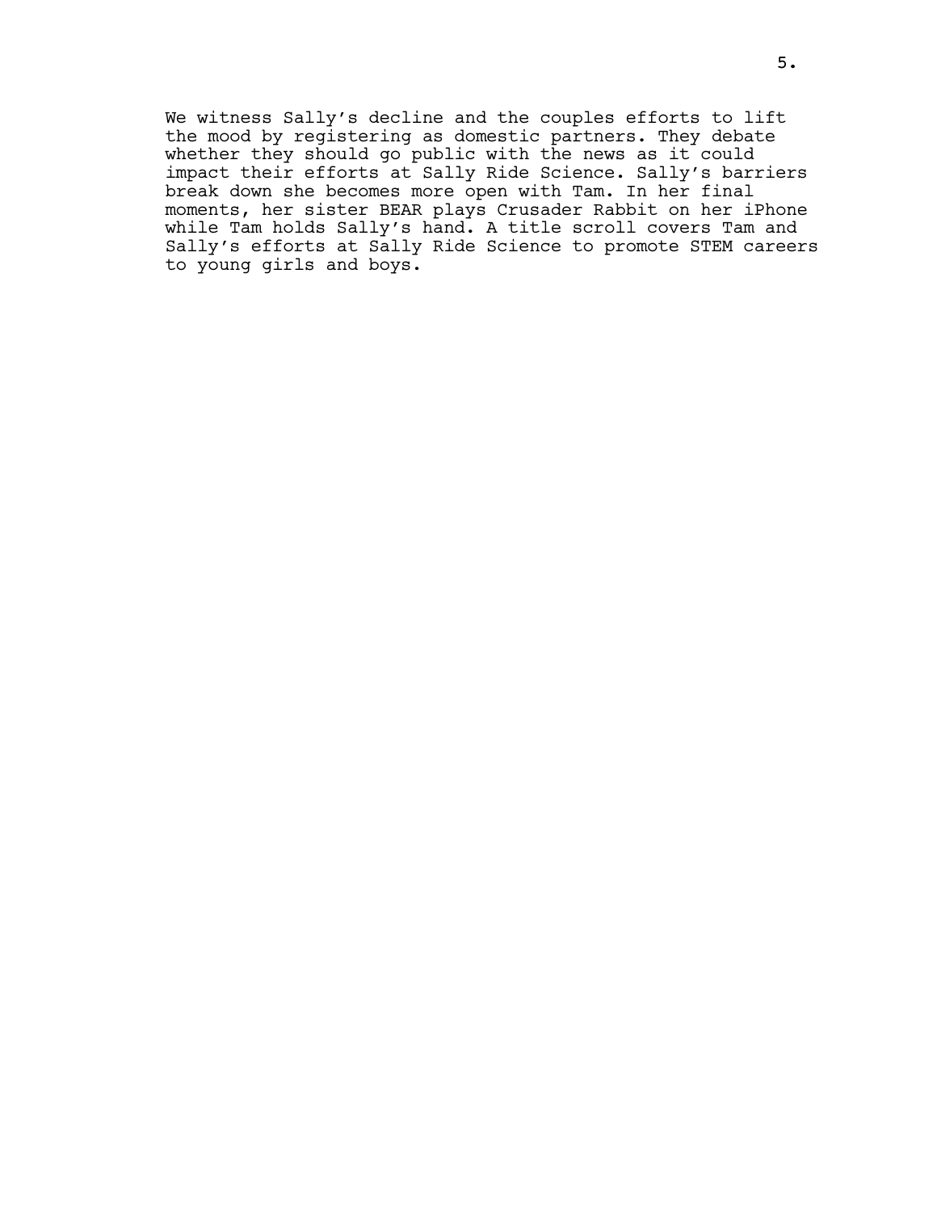We witness Sally's decline and the couples efforts to lift the mood by registering as domestic partners. They debate whether they should go public with the news as it could impact their efforts at Sally Ride Science. Sally's barriers break down she becomes more open with Tam. In her final moments, her sister BEAR plays Crusader Rabbit on her iPhone while Tam holds Sally's hand. A title scroll covers Tam and Sally's efforts at Sally Ride Science to promote STEM careers to young girls and boys.